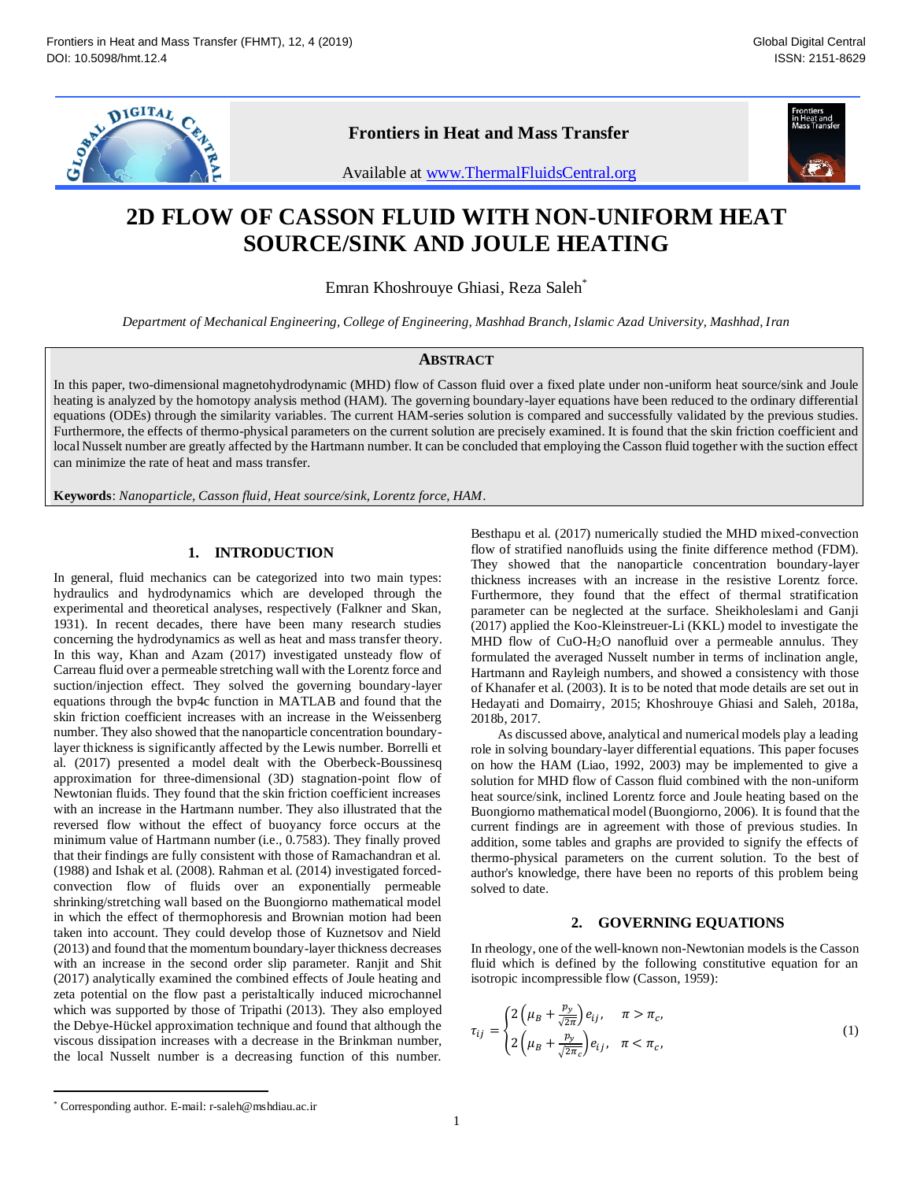# 2D FLOW OF CASSON FLUID WITH NON-UNIFORM HEAT SOURCE/SINK AND JOULE HEATING

Emran Khoshrouye Ghiasi, Reza Saleh*

*Department of Mechanical Engineering, College of Engineering, Mashhad Branch, Islamic Azad University, Mashhad, Iran*

## ABSTRACT

In this paper, two-dimensional magnetohydrodynamic (MHD) flow of Casson fluid over a fixed plate under non-uniform heat source/sink and Joule heating is analyzed by the homotopy analysis method (HAM). The governing boundary-layer equations have been reduced to the ordinary differential equations (ODEs) through the similarity variables. The current HAM-series solution is compared and successfully validated by the previous studies. Furthermore, the effects of thermo-physical parameters on the current solution are precisely examined. It is found that the skin friction coefficient and local Nusselt number are greatly affected by the Hartmann number. It can be concluded that employing the Casson fluid together with the suction effect can minimize the rate of heat and mass transfer.

**Keywords**: *Nanoparticle, Casson fluid, Heat source/sink, Lorentz force, HAM*.

## 1. INTRODUCTION

In general, fluid mechanics can be categorized into two main types: hydraulics and hydrodynamics which are developed through the experimental and theoretical analyses, respectively (Falkner and Skan, 1931). In recent decades, there have been many research studies concerning the hydrodynamics as well as heat and mass transfer theory. In this way, Khan and Azam (2017) investigated unsteady flow of Carreau fluid over a permeable stretching wall with the Lorentz force and suction/injection effect. They solved the governing boundary-layer equations through the bvp4c function in MATLAB and found that the skin friction coefficient increases with an increase in the Weissenberg number. They also showed that the nanoparticle concentration boundary-layer thickness is significantly affected by the Lewis number. Borrelli et al. (2017) presented a model dealt with the Oberbeck-Boussinesq approximation for three-dimensional (3D) stagnation-point flow of Newtonian fluids. They found that the skin friction coefficient increases with an increase in the Hartmann number. They also illustrated that the reversed flow without the effect of buoyancy force occurs at the minimum value of Hartmann number (i.e., 0.7583). They finally proved that their findings are fully consistent with those of Ramachandran et al. (1988) and Ishak et al. (2008). Rahman et al. (2014) investigated forced-convection flow of fluids over an exponentially permeable shrinking/stretching wall based on the Buongiorno mathematical model in which the effect of thermophoresis and Brownian motion had been taken into account. They could develop those of Kuznetsov and Nield (2013) and found that the momentum boundary-layer thickness decreases with an increase in the second order slip parameter. Ranjit and Shit (2017) analytically examined the combined effects of Joule heating and zeta potential on the flow past a peristaltically induced microchannel which was supported by those of Tripathi (2013). They also employed the Debye-Hückel approximation technique and found that although the viscous dissipation increases with a decrease in the Brinkman number, the local Nusselt number is a decreasing function of this number. Besthapu et al. (2017) numerically studied the MHD mixed-convection flow of stratified nanofluids using the finite difference method (FDM). They showed that the nanoparticle concentration boundary-layer thickness increases with an increase in the resistive Lorentz force. Furthermore, they found that the effect of thermal stratification parameter can be neglected at the surface. Sheikholeslami and Ganji (2017) applied the Koo-Kleinstreuer-Li (KKL) model to investigate the MHD flow of CuO-$H_2O$ nanofluid over a permeable annulus. They formulated the averaged Nusselt number in terms of inclination angle, Hartmann and Rayleigh numbers, and showed a consistency with those of Khanafer et al. (2003). It is to be noted that mode details are set out in Hedayati and Domairry, 2015; Khoshrouye Ghiasi and Saleh, 2018a, 2018b, 2017.

As discussed above, analytical and numerical models play a leading role in solving boundary-layer differential equations. This paper focuses on how the HAM (Liao, 1992, 2003) may be implemented to give a solution for MHD flow of Casson fluid combined with the non-uniform heat source/sink, inclined Lorentz force and Joule heating based on the Buongiorno mathematical model (Buongiorno, 2006). It is found that the current findings are in agreement with those of previous studies. In addition, some tables and graphs are provided to signify the effects of thermo-physical parameters on the current solution. To the best of author's knowledge, there have been no reports of this problem being solved to date.

## 2. GOVERNING EQUATIONS

In rheology, one of the well-known non-Newtonian models is the Casson fluid which is defined by the following constitutive equation for an isotropic incompressible flow (Casson, 1959):

$$\tau_{ij} = \begin{cases} 2\left(\mu_B + \frac{p_y}{\sqrt{2\pi}}\right)e_{ij}, & \pi > \pi_c, \\ 2\left(\mu_B + \frac{p_y}{\sqrt{2\pi_c}}\right)e_{ij}, & \pi < \pi_c, \end{cases} \tag{1}$$

* Corresponding author. E-mail: r-saleh@mshdiau.ac.ir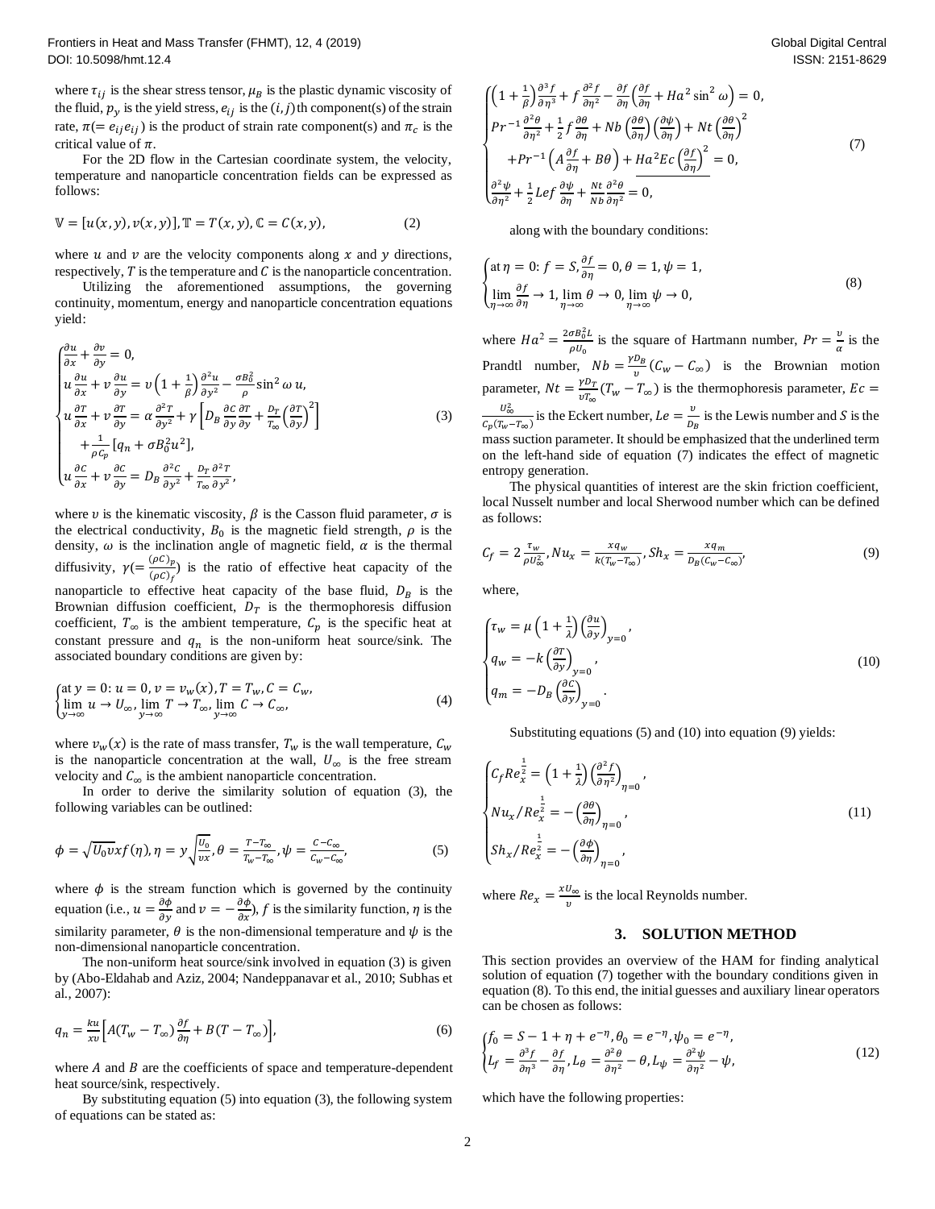where $\tau_{ij}$ is the shear stress tensor, $\mu_B$ is the plastic dynamic viscosity of the fluid, $p_y$ is the yield stress, $e_{ij}$ is the $(i,j)$th component(s) of the strain rate, $\pi(=e_{ij}e_{ij})$ is the product of strain rate component(s) and $\pi_c$ is the critical value of $\pi$.

For the 2D flow in the Cartesian coordinate system, the velocity, temperature and nanoparticle concentration fields can be expressed as follows:

$$\mathbb{V} = [u(x,y), v(x,y)], \mathbb{T} = T(x,y), \mathbb{C} = C(x,y), \tag{2}$$

where $u$ and $v$ are the velocity components along $x$ and $y$ directions, respectively, $T$ is the temperature and $C$ is the nanoparticle concentration.

Utilizing the aforementioned assumptions, the governing continuity, momentum, energy and nanoparticle concentration equations yield:

$$\begin{cases} \frac{\partial u}{\partial x} + \frac{\partial v}{\partial y} = 0, \\ u\frac{\partial u}{\partial x} + v\frac{\partial u}{\partial y} = \upsilon\left(1+\frac{1}{\beta}\right)\frac{\partial^2 u}{\partial y^2} - \frac{\sigma B_0^2}{\rho}\sin^2\omega\, u, \\ u\frac{\partial T}{\partial x} + v\frac{\partial T}{\partial y} = \alpha\frac{\partial^2 T}{\partial y^2} + \gamma\left[D_B\frac{\partial C}{\partial y}\frac{\partial T}{\partial y} + \frac{D_T}{T_\infty}\left(\frac{\partial T}{\partial y}\right)^2\right] \\ \quad + \frac{1}{\rho C_p}[q_n + \sigma B_0^2 u^2], \\ u\frac{\partial C}{\partial x} + v\frac{\partial C}{\partial y} = D_B\frac{\partial^2 C}{\partial y^2} + \frac{D_T}{T_\infty}\frac{\partial^2 T}{\partial y^2}, \end{cases} \tag{3}$$

where $\upsilon$ is the kinematic viscosity, $\beta$ is the Casson fluid parameter, $\sigma$ is the electrical conductivity, $B_0$ is the magnetic field strength, $\rho$ is the density, $\omega$ is the inclination angle of magnetic field, $\alpha$ is the thermal diffusivity, $\gamma\left(=\frac{(\rho C)_p}{(\rho C)_f}\right)$ is the ratio of effective heat capacity of the nanoparticle to effective heat capacity of the base fluid, $D_B$ is the Brownian diffusion coefficient, $D_T$ is the thermophoresis diffusion coefficient, $T_\infty$ is the ambient temperature, $C_p$ is the specific heat at constant pressure and $q_n$ is the non-uniform heat source/sink. The associated boundary conditions are given by:

$$\begin{cases} \text{at } y = 0: u = 0, v = v_w(x), T = T_w, C = C_w, \\ \lim\limits_{y\to\infty} u \to U_\infty, \lim\limits_{y\to\infty} T \to T_\infty, \lim\limits_{y\to\infty} C \to C_\infty, \end{cases} \tag{4}$$

where $v_w(x)$ is the rate of mass transfer, $T_w$ is the wall temperature, $C_w$ is the nanoparticle concentration at the wall, $U_\infty$ is the free stream velocity and $C_\infty$ is the ambient nanoparticle concentration.

In order to derive the similarity solution of equation (3), the following variables can be outlined:

$$\phi = \sqrt{U_0\upsilon x}f(\eta), \eta = y\sqrt{\frac{U_0}{\upsilon x}}, \theta = \frac{T-T_\infty}{T_w-T_\infty}, \psi = \frac{C-C_\infty}{C_w-C_\infty}, \tag{5}$$

where $\phi$ is the stream function which is governed by the continuity equation (i.e., $u = \frac{\partial\phi}{\partial y}$ and $v = -\frac{\partial\phi}{\partial x}$), $f$ is the similarity function, $\eta$ is the similarity parameter, $\theta$ is the non-dimensional temperature and $\psi$ is the non-dimensional nanoparticle concentration.

The non-uniform heat source/sink involved in equation (3) is given by (Abo-Eldahab and Aziz, 2004; Nandeppanavar et al., 2010; Subhas et al., 2007):

$$q_n = \frac{ku}{x\upsilon}\left[A(T_w - T_\infty)\frac{\partial f}{\partial\eta} + B(T - T_\infty)\right], \tag{6}$$

where $A$ and $B$ are the coefficients of space and temperature-dependent heat source/sink, respectively.

By substituting equation (5) into equation (3), the following system of equations can be stated as:

$$\begin{cases} \left(1+\frac{1}{\beta}\right)\frac{\partial^3 f}{\partial\eta^3} + f\frac{\partial^2 f}{\partial\eta^2} - \frac{\partial f}{\partial\eta}\left(\frac{\partial f}{\partial\eta} + Ha^2\sin^2\omega\right) = 0, \\ Pr^{-1}\frac{\partial^2\theta}{\partial\eta^2} + \frac{1}{2}f\frac{\partial\theta}{\partial\eta} + Nb\left(\frac{\partial\theta}{\partial\eta}\right)\left(\frac{\partial\psi}{\partial\eta}\right) + Nt\left(\frac{\partial\theta}{\partial\eta}\right)^2 \\ \quad + Pr^{-1}\left(A\frac{\partial f}{\partial\eta} + B\theta\right) + \underline{Ha^2 Ec\left(\frac{\partial f}{\partial\eta}\right)^2} = 0, \\ \frac{\partial^2\psi}{\partial\eta^2} + \frac{1}{2}Lef\frac{\partial\psi}{\partial\eta} + \frac{Nt}{Nb}\frac{\partial^2\theta}{\partial\eta^2} = 0, \end{cases} \tag{7}$$

along with the boundary conditions:

$$\begin{cases} \text{at } \eta = 0: f = S, \frac{\partial f}{\partial\eta} = 0, \theta = 1, \psi = 1, \\ \lim\limits_{\eta\to\infty}\frac{\partial f}{\partial\eta} \to 1, \lim\limits_{\eta\to\infty}\theta \to 0, \lim\limits_{\eta\to\infty}\psi \to 0, \end{cases} \tag{8}$$

where $Ha^2 = \frac{2\sigma B_0^2 L}{\rho U_0}$ is the square of Hartmann number, $Pr = \frac{\upsilon}{\alpha}$ is the Prandtl number, $Nb = \frac{\gamma D_B}{\upsilon}(C_w - C_\infty)$ is the Brownian motion parameter, $Nt = \frac{\gamma D_T}{\upsilon T_\infty}(T_w - T_\infty)$ is the thermophoresis parameter, $Ec = \frac{U_\infty^2}{C_p(T_w - T_\infty)}$ is the Eckert number, $Le = \frac{\upsilon}{D_B}$ is the Lewis number and $S$ is the mass suction parameter. It should be emphasized that the underlined term on the left-hand side of equation (7) indicates the effect of magnetic entropy generation.

The physical quantities of interest are the skin friction coefficient, local Nusselt number and local Sherwood number which can be defined as follows:

$$C_f = 2\frac{\tau_w}{\rho U_\infty^2}, Nu_x = \frac{xq_w}{k(T_w - T_\infty)}, Sh_x = \frac{xq_m}{D_B(C_w - C_\infty)}, \tag{9}$$

where,

$$\begin{cases} \tau_w = \mu\left(1+\frac{1}{\lambda}\right)\left(\frac{\partial u}{\partial y}\right)_{y=0}, \\ q_w = -k\left(\frac{\partial T}{\partial y}\right)_{y=0}, \\ q_m = -D_B\left(\frac{\partial C}{\partial y}\right)_{y=0}. \end{cases} \tag{10}$$

Substituting equations (5) and (10) into equation (9) yields:

$$\begin{cases} C_f Re_x^{\frac{1}{2}} = \left(1+\frac{1}{\lambda}\right)\left(\frac{\partial^2 f}{\partial\eta^2}\right)_{\eta=0}, \\ Nu_x/Re_x^{\frac{1}{2}} = -\left(\frac{\partial\theta}{\partial\eta}\right)_{\eta=0}, \\ Sh_x/Re_x^{\frac{1}{2}} = -\left(\frac{\partial\phi}{\partial\eta}\right)_{\eta=0}, \end{cases} \tag{11}$$

where $Re_x = \frac{xU_\infty}{\upsilon}$ is the local Reynolds number.

## 3. SOLUTION METHOD

This section provides an overview of the HAM for finding analytical solution of equation (7) together with the boundary conditions given in equation (8). To this end, the initial guesses and auxiliary linear operators can be chosen as follows:

$$\begin{cases} f_0 = S - 1 + \eta + e^{-\eta}, \theta_0 = e^{-\eta}, \psi_0 = e^{-\eta}, \\ L_f = \frac{\partial^3 f}{\partial\eta^3} - \frac{\partial f}{\partial\eta}, L_\theta = \frac{\partial^2\theta}{\partial\eta^2} - \theta, L_\psi = \frac{\partial^2\psi}{\partial\eta^2} - \psi, \end{cases} \tag{12}$$

which have the following properties: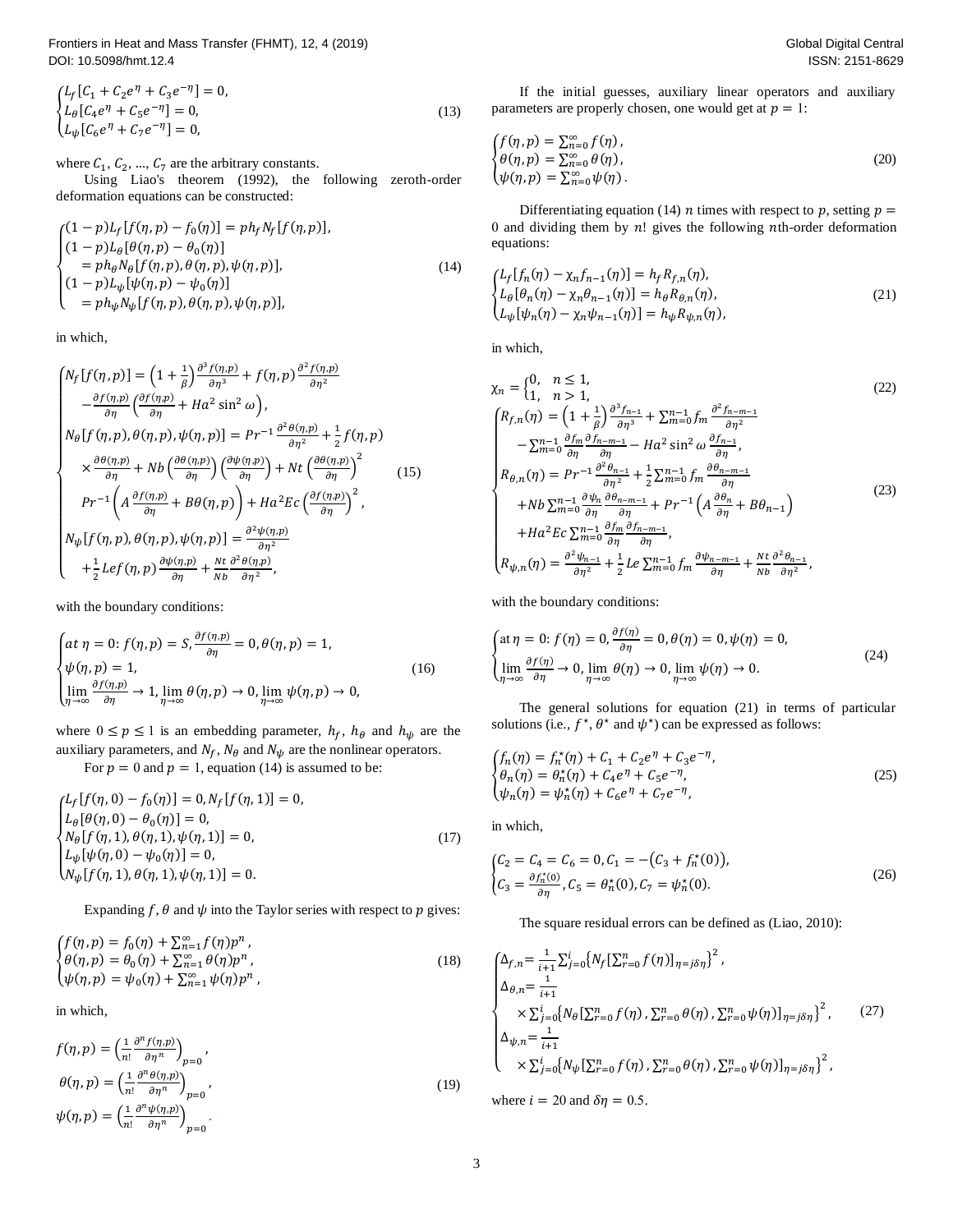$$
\begin{cases}
L_f[C_1 + C_2 e^{\eta} + C_3 e^{-\eta}] = 0, \\
L_\theta[C_4 e^{\eta} + C_5 e^{-\eta}] = 0, \\
L_\psi[C_6 e^{\eta} + C_7 e^{-\eta}] = 0,
\end{cases} \tag{13}
$$

where $C_1$, $C_2$, ..., $C_7$ are the arbitrary constants.

Using Liao's theorem (1992), the following zeroth-order deformation equations can be constructed:

$$
\begin{cases}
(1-p)L_f[f(\eta,p) - f_0(\eta)] = p h_f N_f[f(\eta,p)], \\
(1-p)L_\theta[\theta(\eta,p) - \theta_0(\eta)] \\
\quad = p h_\theta N_\theta[f(\eta,p), \theta(\eta,p), \psi(\eta,p)], \\
(1-p)L_\psi[\psi(\eta,p) - \psi_0(\eta)] \\
\quad = p h_\psi N_\psi[f(\eta,p), \theta(\eta,p), \psi(\eta,p)],
\end{cases} \tag{14}
$$

in which,

$$
\begin{cases}
N_f[f(\eta,p)] = \left(1 + \frac{1}{\beta}\right)\frac{\partial^3 f(\eta,p)}{\partial \eta^3} + f(\eta,p)\frac{\partial^2 f(\eta,p)}{\partial \eta^2} \\
\quad - \frac{\partial f(\eta,p)}{\partial \eta}\left(\frac{\partial f(\eta,p)}{\partial \eta} + Ha^2 \sin^2 \omega\right), \\
N_\theta[f(\eta,p), \theta(\eta,p), \psi(\eta,p)] = Pr^{-1}\frac{\partial^2 \theta(\eta,p)}{\partial \eta^2} + \frac{1}{2} f(\eta,p) \\
\quad \times \frac{\partial \theta(\eta,p)}{\partial \eta} + Nb\left(\frac{\partial \theta(\eta,p)}{\partial \eta}\right)\left(\frac{\partial \psi(\eta,p)}{\partial \eta}\right) + Nt\left(\frac{\partial \theta(\eta,p)}{\partial \eta}\right)^2 \\
\quad Pr^{-1}\left(A\frac{\partial f(\eta,p)}{\partial \eta} + B\theta(\eta,p)\right) + Ha^2 Ec\left(\frac{\partial f(\eta,p)}{\partial \eta}\right)^2, \\
N_\psi[f(\eta,p), \theta(\eta,p), \psi(\eta,p)] = \frac{\partial^2 \psi(\eta,p)}{\partial \eta^2} \\
\quad + \frac{1}{2} Le f(\eta,p)\frac{\partial \psi(\eta,p)}{\partial \eta} + \frac{Nt}{Nb}\frac{\partial^2 \theta(\eta,p)}{\partial \eta^2},
\end{cases} \tag{15}
$$

with the boundary conditions:

$$
\begin{cases}
at\ \eta = 0: f(\eta,p) = S, \frac{\partial f(\eta,p)}{\partial \eta} = 0, \theta(\eta,p) = 1, \\
\psi(\eta,p) = 1, \\
\lim_{\eta\to\infty}\frac{\partial f(\eta,p)}{\partial \eta} \to 1, \lim_{\eta\to\infty}\theta(\eta,p) \to 0, \lim_{\eta\to\infty}\psi(\eta,p) \to 0,
\end{cases} \tag{16}
$$

where $0 \le p \le 1$ is an embedding parameter, $h_f$, $h_\theta$ and $h_\psi$ are the auxiliary parameters, and $N_f$, $N_\theta$ and $N_\psi$ are the nonlinear operators.

For $p = 0$ and $p = 1$, equation (14) is assumed to be:

$$
\begin{cases}
L_f[f(\eta,0) - f_0(\eta)] = 0, N_f[f(\eta,1)] = 0, \\
L_\theta[\theta(\eta,0) - \theta_0(\eta)] = 0, \\
N_\theta[f(\eta,1), \theta(\eta,1), \psi(\eta,1)] = 0, \\
L_\psi[\psi(\eta,0) - \psi_0(\eta)] = 0, \\
N_\psi[f(\eta,1), \theta(\eta,1), \psi(\eta,1)] = 0.
\end{cases} \tag{17}
$$

Expanding $f$, $\theta$ and $\psi$ into the Taylor series with respect to $p$ gives:

$$
\begin{cases}
f(\eta,p) = f_0(\eta) + \sum_{n=1}^{\infty} f(\eta) p^n, \\
\theta(\eta,p) = \theta_0(\eta) + \sum_{n=1}^{\infty} \theta(\eta) p^n, \\
\psi(\eta,p) = \psi_0(\eta) + \sum_{n=1}^{\infty} \psi(\eta) p^n,
\end{cases} \tag{18}
$$

in which,

$$
\begin{aligned}
f(\eta,p) &= \left(\frac{1}{n!}\frac{\partial^n f(\eta,p)}{\partial \eta^n}\right)_{p=0}, \\
\theta(\eta,p) &= \left(\frac{1}{n!}\frac{\partial^n \theta(\eta,p)}{\partial \eta^n}\right)_{p=0}, \\
\psi(\eta,p) &= \left(\frac{1}{n!}\frac{\partial^n \psi(\eta,p)}{\partial \eta^n}\right)_{p=0}.
\end{aligned} \tag{19}
$$

If the initial guesses, auxiliary linear operators and auxiliary parameters are properly chosen, one would get at $p = 1$:

$$
\begin{cases}
f(\eta,p) = \sum_{n=0}^{\infty} f(\eta), \\
\theta(\eta,p) = \sum_{n=0}^{\infty} \theta(\eta), \\
\psi(\eta,p) = \sum_{n=0}^{\infty} \psi(\eta).
\end{cases} \tag{20}
$$

Differentiating equation (14) $n$ times with respect to $p$, setting $p = 0$ and dividing them by $n!$ gives the following $n$th-order deformation equations:

$$
\begin{cases}
L_f[f_n(\eta) - \chi_n f_{n-1}(\eta)] = h_f R_{f,n}(\eta), \\
L_\theta[\theta_n(\eta) - \chi_n \theta_{n-1}(\eta)] = h_\theta R_{\theta,n}(\eta), \\
L_\psi[\psi_n(\eta) - \chi_n \psi_{n-1}(\eta)] = h_\psi R_{\psi,n}(\eta),
\end{cases} \tag{21}
$$

in which,

$$
\chi_n = \begin{cases} 0, & n \le 1, \\ 1, & n > 1, \end{cases} \tag{22}
$$

$$
\begin{cases}
R_{f,n}(\eta) = \left(1 + \frac{1}{\beta}\right)\frac{\partial^3 f_{n-1}}{\partial \eta^3} + \sum_{m=0}^{n-1} f_m \frac{\partial^2 f_{n-m-1}}{\partial \eta^2} \\
\quad - \sum_{m=0}^{n-1}\frac{\partial f_m}{\partial \eta}\frac{\partial f_{n-m-1}}{\partial \eta} - Ha^2 \sin^2 \omega \frac{\partial f_{n-1}}{\partial \eta}, \\
R_{\theta,n}(\eta) = Pr^{-1}\frac{\partial^2 \theta_{n-1}}{\partial \eta^2} + \frac{1}{2}\sum_{m=0}^{n-1} f_m \frac{\partial \theta_{n-m-1}}{\partial \eta} \\
\quad + Nb\sum_{m=0}^{n-1}\frac{\partial \psi_n}{\partial \eta}\frac{\partial \theta_{n-m-1}}{\partial \eta} + Pr^{-1}\left(A\frac{\partial \theta_n}{\partial \eta} + B\theta_{n-1}\right) \\
\quad + Ha^2 Ec\sum_{m=0}^{n-1}\frac{\partial f_m}{\partial \eta}\frac{\partial f_{n-m-1}}{\partial \eta}, \\
R_{\psi,n}(\eta) = \frac{\partial^2 \psi_{n-1}}{\partial \eta^2} + \frac{1}{2} Le \sum_{m=0}^{n-1} f_m \frac{\partial \psi_{n-m-1}}{\partial \eta} + \frac{Nt}{Nb}\frac{\partial^2 \theta_{n-1}}{\partial \eta^2},
\end{cases} \tag{23}
$$

with the boundary conditions:

$$
\begin{cases}
\text{at}\ \eta = 0: f(\eta) = 0, \frac{\partial f(\eta)}{\partial \eta} = 0, \theta(\eta) = 0, \psi(\eta) = 0, \\
\lim_{\eta\to\infty}\frac{\partial f(\eta)}{\partial \eta} \to 0, \lim_{\eta\to\infty}\theta(\eta) \to 0, \lim_{\eta\to\infty}\psi(\eta) \to 0.
\end{cases} \tag{24}
$$

The general solutions for equation (21) in terms of particular solutions (i.e., $f^\star$, $\theta^\star$ and $\psi^\star$) can be expressed as follows:

$$
\begin{cases}
f_n(\eta) = f_n^\star(\eta) + C_1 + C_2 e^{\eta} + C_3 e^{-\eta}, \\
\theta_n(\eta) = \theta_n^\star(\eta) + C_4 e^{\eta} + C_5 e^{-\eta}, \\
\psi_n(\eta) = \psi_n^\star(\eta) + C_6 e^{\eta} + C_7 e^{-\eta},
\end{cases} \tag{25}
$$

in which,

$$
\begin{cases}
C_2 = C_4 = C_6 = 0, C_1 = -\left(C_3 + f_n^\star(0)\right), \\
C_3 = \frac{\partial f_n^\star(0)}{\partial \eta}, C_5 = \theta_n^\star(0), C_7 = \psi_n^\star(0).
\end{cases} \tag{26}
$$

The square residual errors can be defined as (Liao, 2010):

$$
\begin{cases}
\Delta_{f,n} = \frac{1}{i+1}\sum_{j=0}^{i}\left\{N_f\left[\sum_{r=0}^{n} f(\eta)\right]_{\eta = j\delta\eta}\right\}^2, \\
\Delta_{\theta,n} = \frac{1}{i+1} \\
\quad \times \sum_{j=0}^{i}\left\{N_\theta\left[\sum_{r=0}^{n} f(\eta), \sum_{r=0}^{n}\theta(\eta), \sum_{r=0}^{n}\psi(\eta)\right]_{\eta = j\delta\eta}\right\}^2, \\
\Delta_{\psi,n} = \frac{1}{i+1} \\
\quad \times \sum_{j=0}^{i}\left\{N_\psi\left[\sum_{r=0}^{n} f(\eta), \sum_{r=0}^{n}\theta(\eta), \sum_{r=0}^{n}\psi(\eta)\right]_{\eta = j\delta\eta}\right\}^2,
\end{cases} \tag{27}
$$

where $i = 20$ and $\delta\eta = 0.5$.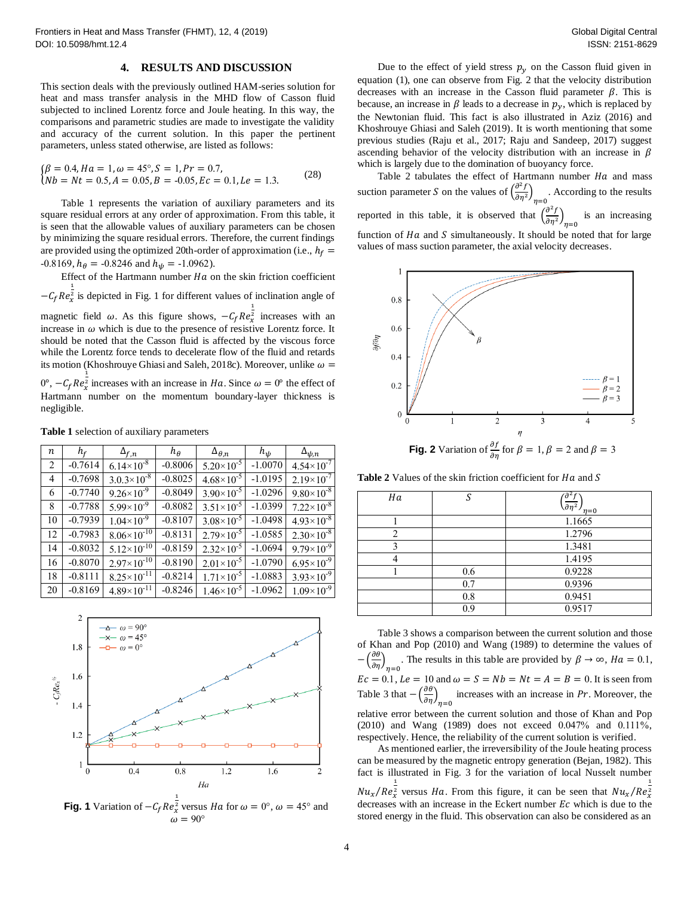## 4. RESULTS AND DISCUSSION

This section deals with the previously outlined HAM-series solution for heat and mass transfer analysis in the MHD flow of Casson fluid subjected to inclined Lorentz force and Joule heating. In this way, the comparisons and parametric studies are made to investigate the validity and accuracy of the current solution. In this paper the pertinent parameters, unless stated otherwise, are listed as follows:

$$\begin{cases} \beta = 0.4, Ha = 1, \omega = 45°, S = 1, Pr = 0.7, \\ Nb = Nt = 0.5, A = 0.05, B = -0.05, Ec = 0.1, Le = 1.3. \end{cases} \quad (28)$$

Table 1 represents the variation of auxiliary parameters and its square residual errors at any order of approximation. From this table, it is seen that the allowable values of auxiliary parameters can be chosen by minimizing the square residual errors. Therefore, the current findings are provided using the optimized 20th-order of approximation (i.e., $h_f$ = -0.8169, $h_\theta$ = -0.8246 and $h_\psi$ = -1.0962).

Effect of the Hartmann number $Ha$ on the skin friction coefficient $-C_f Re_x^{\frac{1}{2}}$ is depicted in Fig. 1 for different values of inclination angle of magnetic field $\omega$. As this figure shows, $-C_f Re_x^{\frac{1}{2}}$ increases with an increase in $\omega$ which is due to the presence of resistive Lorentz force. It should be noted that the Casson fluid is affected by the viscous force while the Lorentz force tends to decelerate flow of the fluid and retards its motion (Khoshrouye Ghiasi and Saleh, 2018c). Moreover, unlike $\omega$ = 0°, $-C_f Re_x^{\frac{1}{2}}$ increases with an increase in $Ha$. Since $\omega$ = 0° the effect of Hartmann number on the momentum boundary-layer thickness is negligible.

**Table 1** selection of auxiliary parameters

| $n$ | $h_f$ | $\Delta_{f,n}$ | $h_\theta$ | $\Delta_{\theta,n}$ | $h_\psi$ | $\Delta_{\psi,n}$ |
|---|---|---|---|---|---|---|
| 2 | -0.7614 | $6.14\times10^{-8}$ | -0.8006 | $5.20\times10^{-5}$ | -1.0070 | $4.54\times10^{-7}$ |
| 4 | -0.7698 | $3.0.3\times10^{-8}$ | -0.8025 | $4.68\times10^{-5}$ | -1.0195 | $2.19\times10^{-7}$ |
| 6 | -0.7740 | $9.26\times10^{-9}$ | -0.8049 | $3.90\times10^{-5}$ | -1.0296 | $9.80\times10^{-8}$ |
| 8 | -0.7788 | $5.99\times10^{-9}$ | -0.8082 | $3.51\times10^{-5}$ | -1.0399 | $7.22\times10^{-8}$ |
| 10 | -0.7939 | $1.04\times10^{-9}$ | -0.8107 | $3.08\times10^{-5}$ | -1.0498 | $4.93\times10^{-8}$ |
| 12 | -0.7983 | $8.06\times10^{-10}$ | -0.8131 | $2.79\times10^{-5}$ | -1.0585 | $2.30\times10^{-8}$ |
| 14 | -0.8032 | $5.12\times10^{-10}$ | -0.8159 | $2.32\times10^{-5}$ | -1.0694 | $9.79\times10^{-9}$ |
| 16 | -0.8070 | $2.97\times10^{-10}$ | -0.8190 | $2.01\times10^{-5}$ | -1.0790 | $6.95\times10^{-9}$ |
| 18 | -0.8111 | $8.25\times10^{-11}$ | -0.8214 | $1.71\times10^{-5}$ | -1.0883 | $3.93\times10^{-9}$ |
| 20 | -0.8169 | $4.89\times10^{-11}$ | -0.8246 | $1.46\times10^{-5}$ | -1.0962 | $1.09\times10^{-9}$ |

**Fig. 1** Variation of $-C_f Re_x^{\frac{1}{2}}$ versus $Ha$ for $\omega$ = 0°, $\omega$ = 45° and $\omega$ = 90°

Due to the effect of yield stress $p_y$ on the Casson fluid given in equation (1), one can observe from Fig. 2 that the velocity distribution decreases with an increase in the Casson fluid parameter $\beta$. This is because, an increase in $\beta$ leads to a decrease in $p_y$, which is replaced by the Newtonian fluid. This fact is also illustrated in Aziz (2016) and Khoshrouye Ghiasi and Saleh (2019). It is worth mentioning that some previous studies (Raju et al., 2017; Raju and Sandeep, 2017) suggest ascending behavior of the velocity distribution with an increase in $\beta$ which is largely due to the domination of buoyancy force.

Table 2 tabulates the effect of Hartmann number $Ha$ and mass suction parameter $S$ on the values of $\left(\frac{\partial^2 f}{\partial \eta^2}\right)_{\eta=0}$. According to the results reported in this table, it is observed that $\left(\frac{\partial^2 f}{\partial \eta^2}\right)_{\eta=0}$ is an increasing function of $Ha$ and $S$ simultaneously. It should be noted that for large values of mass suction parameter, the axial velocity decreases.

**Fig. 2** Variation of $\frac{\partial f}{\partial \eta}$ for $\beta = 1, \beta = 2$ and $\beta = 3$

**Table 2** Values of the skin friction coefficient for $Ha$ and $S$

| $Ha$ | $S$ | $\left(\frac{\partial^2 f}{\partial \eta^2}\right)_{\eta=0}$ |
|---|---|---|
| 1 | | 1.1665 |
| 2 | | 1.2796 |
| 3 | | 1.3481 |
| 4 | | 1.4195 |
| 1 | 0.6 | 0.9228 |
| | 0.7 | 0.9396 |
| | 0.8 | 0.9451 |
| | 0.9 | 0.9517 |

Table 3 shows a comparison between the current solution and those of Khan and Pop (2010) and Wang (1989) to determine the values of $-\left(\frac{\partial \theta}{\partial \eta}\right)_{\eta=0}$. The results in this table are provided by $\beta \to \infty$, $Ha$ = 0.1, $Ec$ = 0.1, $Le$ = 10 and $\omega = S = Nb = Nt = A = B = 0$. It is seen from Table 3 that $-\left(\frac{\partial \theta}{\partial \eta}\right)_{\eta=0}$ increases with an increase in $Pr$. Moreover, the relative error between the current solution and those of Khan and Pop (2010) and Wang (1989) does not exceed 0.047% and 0.111%, respectively. Hence, the reliability of the current solution is verified.

As mentioned earlier, the irreversibility of the Joule heating process can be measured by the magnetic entropy generation (Bejan, 1982). This fact is illustrated in Fig. 3 for the variation of local Nusselt number $Nu_x/Re_x^{\frac{1}{2}}$ versus $Ha$. From this figure, it can be seen that $Nu_x/Re_x^{\frac{1}{2}}$ decreases with an increase in the Eckert number $Ec$ which is due to the stored energy in the fluid. This observation can also be considered as an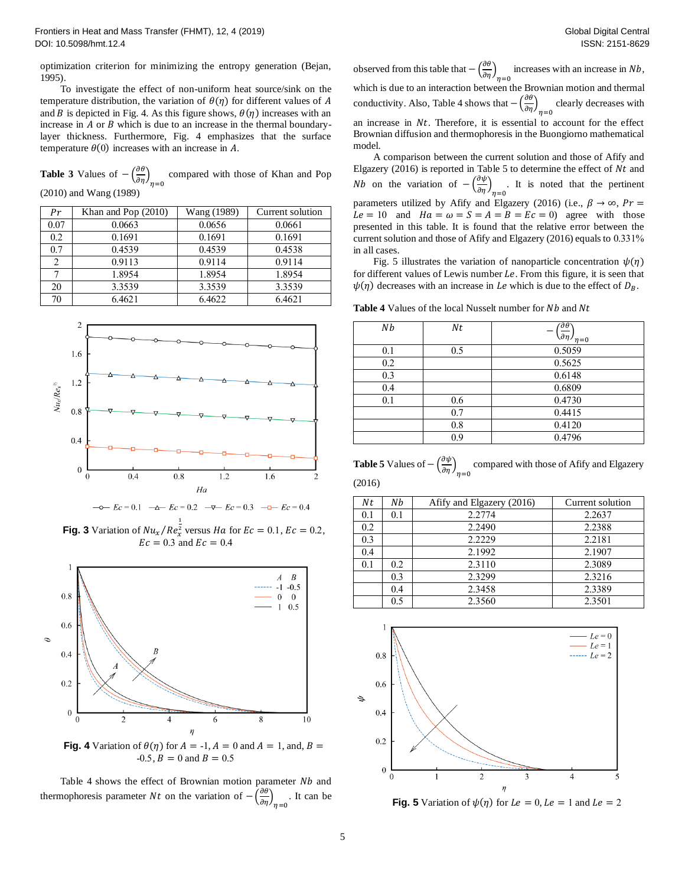optimization criterion for minimizing the entropy generation (Bejan, 1995).

To investigate the effect of non-uniform heat source/sink on the temperature distribution, the variation of $\theta(\eta)$ for different values of $A$ and $B$ is depicted in Fig. 4. As this figure shows, $\theta(\eta)$ increases with an increase in $A$ or $B$ which is due to an increase in the thermal boundary-layer thickness. Furthermore, Fig. 4 emphasizes that the surface temperature $\theta(0)$ increases with an increase in $A$.

**Table 3** Values of $-\left(\frac{\partial\theta}{\partial\eta}\right)_{\eta=0}$ compared with those of Khan and Pop (2010) and Wang (1989)

| $Pr$ | Khan and Pop (2010) | Wang (1989) | Current solution |
|---|---|---|---|
| 0.07 | 0.0663 | 0.0656 | 0.0661 |
| 0.2 | 0.1691 | 0.1691 | 0.1691 |
| 0.7 | 0.4539 | 0.4539 | 0.4538 |
| 2 | 0.9113 | 0.9114 | 0.9114 |
| 7 | 1.8954 | 1.8954 | 1.8954 |
| 20 | 3.3539 | 3.3539 | 3.3539 |
| 70 | 6.4621 | 6.4622 | 6.4621 |

**Fig. 3** Variation of $Nu_x/Re_x^{\frac{1}{2}}$ versus $Ha$ for $Ec = 0.1$, $Ec = 0.2$, $Ec = 0.3$ and $Ec = 0.4$

**Fig. 4** Variation of $\theta(\eta)$ for $A = -1$, $A = 0$ and $A = 1$, and, $B = -0.5$, $B = 0$ and $B = 0.5$

Table 4 shows the effect of Brownian motion parameter $Nb$ and thermophoresis parameter $Nt$ on the variation of $-\left(\frac{\partial\theta}{\partial\eta}\right)_{\eta=0}$. It can be observed from this table that $-\left(\frac{\partial\theta}{\partial\eta}\right)_{\eta=0}$ increases with an increase in $Nb$, which is due to an interaction between the Brownian motion and thermal conductivity. Also, Table 4 shows that $-\left(\frac{\partial\theta}{\partial\eta}\right)_{\eta=0}$ clearly decreases with an increase in $Nt$. Therefore, it is essential to account for the effect Brownian diffusion and thermophoresis in the Buongiorno mathematical model.

A comparison between the current solution and those of Afify and Elgazery (2016) is reported in Table 5 to determine the effect of $Nt$ and $Nb$ on the variation of $-\left(\frac{\partial\psi}{\partial\eta}\right)_{\eta=0}$. It is noted that the pertinent parameters utilized by Afify and Elgazery (2016) (i.e., $\beta \to \infty$, $Pr = Le = 10$ and $Ha = \omega = S = A = B = Ec = 0$) agree with those presented in this table. It is found that the relative error between the current solution and those of Afify and Elgazery (2016) equals to 0.331% in all cases.

Fig. 5 illustrates the variation of nanoparticle concentration $\psi(\eta)$ for different values of Lewis number $Le$. From this figure, it is seen that $\psi(\eta)$ decreases with an increase in $Le$ which is due to the effect of $D_B$.

**Table 4** Values of the local Nusselt number for $Nb$ and $Nt$

| $Nb$ | $Nt$ | $-\left(\frac{\partial\theta}{\partial\eta}\right)_{\eta=0}$ |
|---|---|---|
| 0.1 | 0.5 | 0.5059 |
| 0.2 | | 0.5625 |
| 0.3 | | 0.6148 |
| 0.4 | | 0.6809 |
| 0.1 | 0.6 | 0.4730 |
| | 0.7 | 0.4415 |
| | 0.8 | 0.4120 |
| | 0.9 | 0.4796 |

**Table 5** Values of $-\left(\frac{\partial\psi}{\partial\eta}\right)_{\eta=0}$ compared with those of Afify and Elgazery (2016)

| $Nt$ | $Nb$ | Afify and Elgazery (2016) | Current solution |
|---|---|---|---|
| 0.1 | 0.1 | 2.2774 | 2.2637 |
| 0.2 | | 2.2490 | 2.2388 |
| 0.3 | | 2.2229 | 2.2181 |
| 0.4 | | 2.1992 | 2.1907 |
| 0.1 | 0.2 | 2.3110 | 2.3089 |
| | 0.3 | 2.3299 | 2.3216 |
| | 0.4 | 2.3458 | 2.3389 |
| | 0.5 | 2.3560 | 2.3501 |

**Fig. 5** Variation of $\psi(\eta)$ for $Le = 0$, $Le = 1$ and $Le = 2$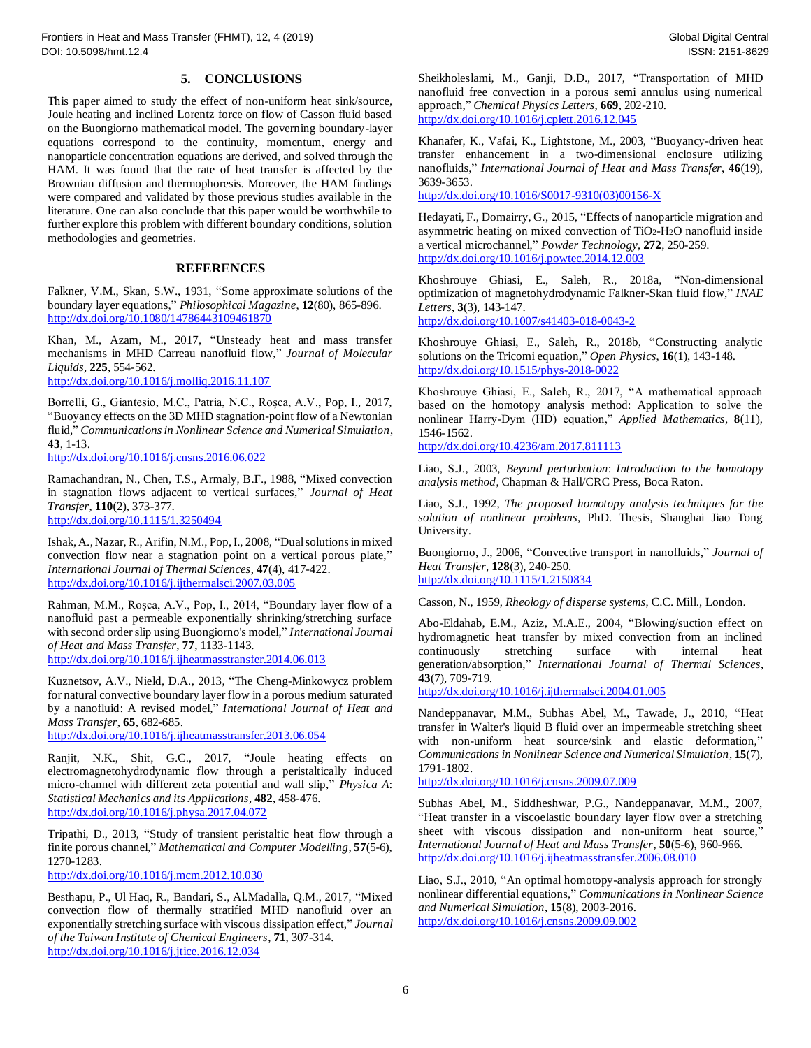## 5. CONCLUSIONS

This paper aimed to study the effect of non-uniform heat sink/source, Joule heating and inclined Lorentz force on flow of Casson fluid based on the Buongiorno mathematical model. The governing boundary-layer equations correspond to the continuity, momentum, energy and nanoparticle concentration equations are derived, and solved through the HAM. It was found that the rate of heat transfer is affected by the Brownian diffusion and thermophoresis. Moreover, the HAM findings were compared and validated by those previous studies available in the literature. One can also conclude that this paper would be worthwhile to further explore this problem with different boundary conditions, solution methodologies and geometries.

## REFERENCES

Falkner, V.M., Skan, S.W., 1931, "Some approximate solutions of the boundary layer equations," *Philosophical Magazine*, **12**(80), 865-896. http://dx.doi.org/10.1080/14786443109461870

Khan, M., Azam, M., 2017, "Unsteady heat and mass transfer mechanisms in MHD Carreau nanofluid flow," *Journal of Molecular Liquids*, **225**, 554-562. http://dx.doi.org/10.1016/j.molliq.2016.11.107

Borrelli, G., Giantesio, M.C., Patria, N.C., Roşca, A.V., Pop, I., 2017, "Buoyancy effects on the 3D MHD stagnation-point flow of a Newtonian fluid," *Communications in Nonlinear Science and Numerical Simulation*, **43**, 1-13. http://dx.doi.org/10.1016/j.cnsns.2016.06.022

Ramachandran, N., Chen, T.S., Armaly, B.F., 1988, "Mixed convection in stagnation flows adjacent to vertical surfaces," *Journal of Heat Transfer*, **110**(2), 373-377. http://dx.doi.org/10.1115/1.3250494

Ishak, A., Nazar, R., Arifin, N.M., Pop, I., 2008, "Dual solutions in mixed convection flow near a stagnation point on a vertical porous plate," *International Journal of Thermal Sciences*, **47**(4), 417-422. http://dx.doi.org/10.1016/j.ijthermalsci.2007.03.005

Rahman, M.M., Roşca, A.V., Pop, I., 2014, "Boundary layer flow of a nanofluid past a permeable exponentially shrinking/stretching surface with second order slip using Buongiorno's model," *International Journal of Heat and Mass Transfer*, **77**, 1133-1143. http://dx.doi.org/10.1016/j.ijheatmasstransfer.2014.06.013

Kuznetsov, A.V., Nield, D.A., 2013, "The Cheng-Minkowycz problem for natural convective boundary layer flow in a porous medium saturated by a nanofluid: A revised model," *International Journal of Heat and Mass Transfer*, **65**, 682-685. http://dx.doi.org/10.1016/j.ijheatmasstransfer.2013.06.054

Ranjit, N.K., Shit, G.C., 2017, "Joule heating effects on electromagnetohydrodynamic flow through a peristaltically induced micro-channel with different zeta potential and wall slip," *Physica A: Statistical Mechanics and its Applications*, **482**, 458-476. http://dx.doi.org/10.1016/j.physa.2017.04.072

Tripathi, D., 2013, "Study of transient peristaltic heat flow through a finite porous channel," *Mathematical and Computer Modelling*, **57**(5-6), 1270-1283. http://dx.doi.org/10.1016/j.mcm.2012.10.030

Besthapu, P., Ul Haq, R., Bandari, S., Al.Madalla, Q.M., 2017, "Mixed convection flow of thermally stratified MHD nanofluid over an exponentially stretching surface with viscous dissipation effect," *Journal of the Taiwan Institute of Chemical Engineers*, **71**, 307-314. http://dx.doi.org/10.1016/j.jtice.2016.12.034

Sheikholeslami, M., Ganji, D.D., 2017, "Transportation of MHD nanofluid free convection in a porous semi annulus using numerical approach," *Chemical Physics Letters*, **669**, 202-210. http://dx.doi.org/10.1016/j.cplett.2016.12.045

Khanafer, K., Vafai, K., Lightstone, M., 2003, "Buoyancy-driven heat transfer enhancement in a two-dimensional enclosure utilizing nanofluids," *International Journal of Heat and Mass Transfer*, **46**(19), 3639-3653. http://dx.doi.org/10.1016/S0017-9310(03)00156-X

Hedayati, F., Domairry, G., 2015, "Effects of nanoparticle migration and asymmetric heating on mixed convection of $TiO_2$-$H_2O$ nanofluid inside a vertical microchannel," *Powder Technology*, **272**, 250-259. http://dx.doi.org/10.1016/j.powtec.2014.12.003

Khoshrouye Ghiasi, E., Saleh, R., 2018a, "Non-dimensional optimization of magnetohydrodynamic Falkner-Skan fluid flow," *INAE Letters*, **3**(3), 143-147. http://dx.doi.org/10.1007/s41403-018-0043-2

Khoshrouye Ghiasi, E., Saleh, R., 2018b, "Constructing analytic solutions on the Tricomi equation," *Open Physics*, **16**(1), 143-148. http://dx.doi.org/10.1515/phys-2018-0022

Khoshrouye Ghiasi, E., Saleh, R., 2017, "A mathematical approach based on the homotopy analysis method: Application to solve the nonlinear Harry-Dym (HD) equation," *Applied Mathematics*, **8**(11), 1546-1562. http://dx.doi.org/10.4236/am.2017.811113

Liao, S.J., 2003, *Beyond perturbation: Introduction to the homotopy analysis method*, Chapman & Hall/CRC Press, Boca Raton.

Liao, S.J., 1992, *The proposed homotopy analysis techniques for the solution of nonlinear problems*, PhD. Thesis, Shanghai Jiao Tong University.

Buongiorno, J., 2006, "Convective transport in nanofluids," *Journal of Heat Transfer*, **128**(3), 240-250. http://dx.doi.org/10.1115/1.2150834

Casson, N., 1959, *Rheology of disperse systems*, C.C. Mill., London.

Abo-Eldahab, E.M., Aziz, M.A.E., 2004, "Blowing/suction effect on hydromagnetic heat transfer by mixed convection from an inclined continuously stretching surface with internal heat generation/absorption," *International Journal of Thermal Sciences*, **43**(7), 709-719. http://dx.doi.org/10.1016/j.ijthermalsci.2004.01.005

Nandeppanavar, M.M., Subhas Abel, M., Tawade, J., 2010, "Heat transfer in Walter's liquid B fluid over an impermeable stretching sheet with non-uniform heat source/sink and elastic deformation," *Communications in Nonlinear Science and Numerical Simulation*, **15**(7), 1791-1802. http://dx.doi.org/10.1016/j.cnsns.2009.07.009

Subhas Abel, M., Siddheshwar, P.G., Nandeppanavar, M.M., 2007, "Heat transfer in a viscoelastic boundary layer flow over a stretching sheet with viscous dissipation and non-uniform heat source," *International Journal of Heat and Mass Transfer*, **50**(5-6), 960-966. http://dx.doi.org/10.1016/j.ijheatmasstransfer.2006.08.010

Liao, S.J., 2010, "An optimal homotopy-analysis approach for strongly nonlinear differential equations," *Communications in Nonlinear Science and Numerical Simulation*, **15**(8), 2003-2016. http://dx.doi.org/10.1016/j.cnsns.2009.09.002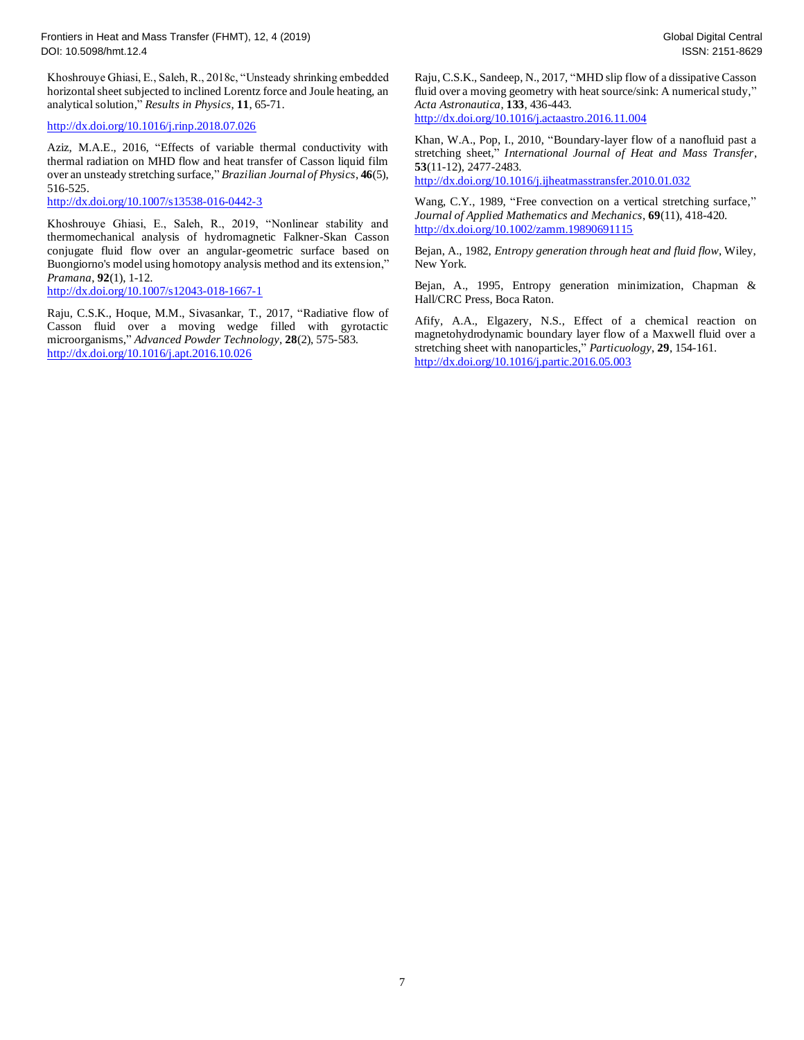Khoshrouye Ghiasi, E., Saleh, R., 2018c, "Unsteady shrinking embedded horizontal sheet subjected to inclined Lorentz force and Joule heating, an analytical solution," *Results in Physics*, **11**, 65-71.

http://dx.doi.org/10.1016/j.rinp.2018.07.026

Aziz, M.A.E., 2016, "Effects of variable thermal conductivity with thermal radiation on MHD flow and heat transfer of Casson liquid film over an unsteady stretching surface," *Brazilian Journal of Physics*, **46**(5), 516-525.
http://dx.doi.org/10.1007/s13538-016-0442-3

Khoshrouye Ghiasi, E., Saleh, R., 2019, "Nonlinear stability and thermomechanical analysis of hydromagnetic Falkner-Skan Casson conjugate fluid flow over an angular-geometric surface based on Buongiorno's model using homotopy analysis method and its extension," *Pramana*, **92**(1), 1-12.
http://dx.doi.org/10.1007/s12043-018-1667-1

Raju, C.S.K., Hoque, M.M., Sivasankar, T., 2017, "Radiative flow of Casson fluid over a moving wedge filled with gyrotactic microorganisms," *Advanced Powder Technology*, **28**(2), 575-583.
http://dx.doi.org/10.1016/j.apt.2016.10.026

Raju, C.S.K., Sandeep, N., 2017, "MHD slip flow of a dissipative Casson fluid over a moving geometry with heat source/sink: A numerical study," *Acta Astronautica*, **133**, 436-443.
http://dx.doi.org/10.1016/j.actaastro.2016.11.004

Khan, W.A., Pop, I., 2010, "Boundary-layer flow of a nanofluid past a stretching sheet," *International Journal of Heat and Mass Transfer*, **53**(11-12), 2477-2483.
http://dx.doi.org/10.1016/j.ijheatmasstransfer.2010.01.032

Wang, C.Y., 1989, "Free convection on a vertical stretching surface," *Journal of Applied Mathematics and Mechanics*, **69**(11), 418-420.
http://dx.doi.org/10.1002/zamm.19890691115

Bejan, A., 1982, *Entropy generation through heat and fluid flow*, Wiley, New York.

Bejan, A., 1995, Entropy generation minimization, Chapman & Hall/CRC Press, Boca Raton.

Afify, A.A., Elgazery, N.S., Effect of a chemical reaction on magnetohydrodynamic boundary layer flow of a Maxwell fluid over a stretching sheet with nanoparticles," *Particuology*, **29**, 154-161.
http://dx.doi.org/10.1016/j.partic.2016.05.003